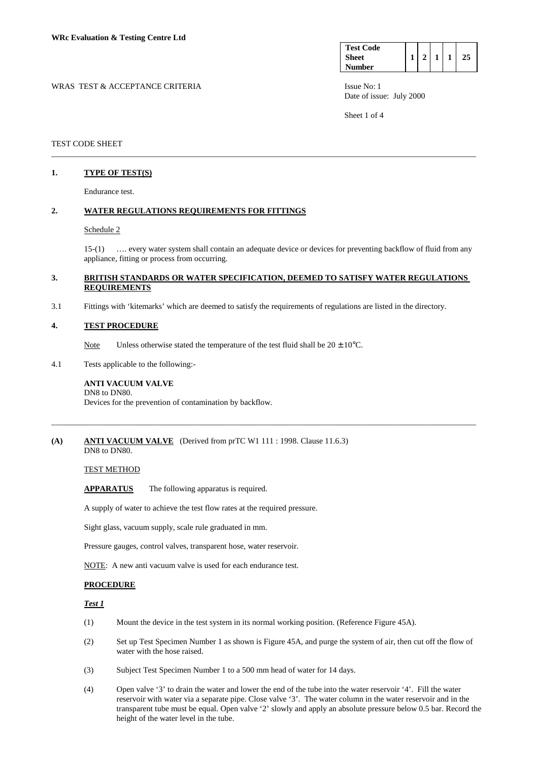**WRc Evaluation & Testing Centre Ltd**

| Test Code Sheet Number | 1 | 2 | 1 | 1 | 25 |
|---|---|---|---|---|---|

WRAS TEST & ACCEPTANCE CRITERIA

Issue No: 1
Date of issue: July 2000

TEST CODE SHEET

---

## 1. TYPE OF TEST(S)

Endurance test.

## 2. WATER REGULATIONS REQUIREMENTS FOR FITTINGS

Schedule 2

15-(1) …. every water system shall contain an adequate device or devices for preventing backflow of fluid from any appliance, fitting or process from occurring.

## 3. BRITISH STANDARDS OR WATER SPECIFICATION, DEEMED TO SATISFY WATER REGULATIONS REQUIREMENTS

3.1 Fittings with 'kitemarks' which are deemed to satisfy the requirements of regulations are listed in the directory.

## 4. TEST PROCEDURE

Note Unless otherwise stated the temperature of the test fluid shall be $20 \pm 10°C$.

4.1 Tests applicable to the following:-

**ANTI VACUUM VALVE**
DN8 to DN80.
Devices for the prevention of contamination by backflow.

---

## (A) ANTI VACUUM VALVE (Derived from prTC W1 111 : 1998. Clause 11.6.3)

DN8 to DN80.

TEST METHOD

**APPARATUS** The following apparatus is required.

A supply of water to achieve the test flow rates at the required pressure.

Sight glass, vacuum supply, scale rule graduated in mm.

Pressure gauges, control valves, transparent hose, water reservoir.

NOTE: A new anti vacuum valve is used for each endurance test.

**PROCEDURE**

***Test 1***

(1) Mount the device in the test system in its normal working position. (Reference Figure 45A).

(2) Set up Test Specimen Number 1 as shown is Figure 45A, and purge the system of air, then cut off the flow of water with the hose raised.

(3) Subject Test Specimen Number 1 to a 500 mm head of water for 14 days.

(4) Open valve '3' to drain the water and lower the end of the tube into the water reservoir '4'. Fill the water reservoir with water via a separate pipe. Close valve '3'. The water column in the water reservoir and in the transparent tube must be equal. Open valve '2' slowly and apply an absolute pressure below 0.5 bar. Record the height of the water level in the tube.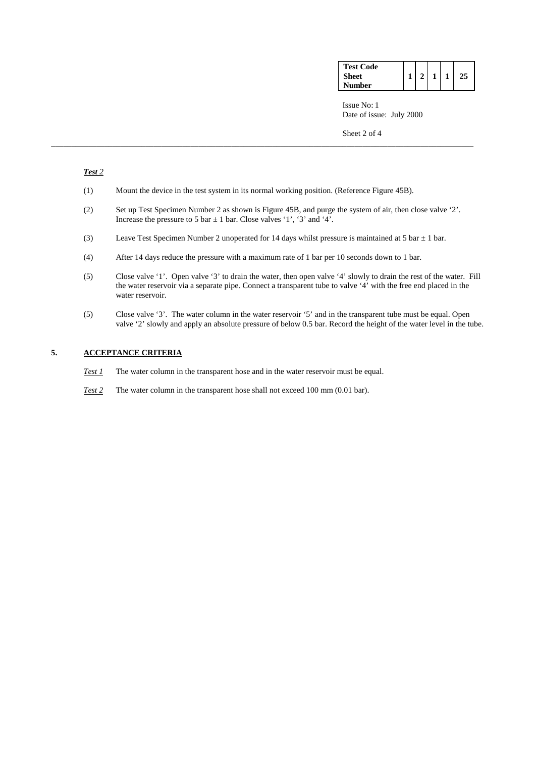***Test** 2*

(1) Mount the device in the test system in its normal working position. (Reference Figure 45B).

(2) Set up Test Specimen Number 2 as shown is Figure 45B, and purge the system of air, then close valve '2'. Increase the pressure to 5 bar ± 1 bar. Close valves '1', '3' and '4'.

(3) Leave Test Specimen Number 2 unoperated for 14 days whilst pressure is maintained at 5 bar ± 1 bar.

(4) After 14 days reduce the pressure with a maximum rate of 1 bar per 10 seconds down to 1 bar.

(5) Close valve '1'. Open valve '3' to drain the water, then open valve '4' slowly to drain the rest of the water. Fill the water reservoir via a separate pipe. Connect a transparent tube to valve '4' with the free end placed in the water reservoir.

(5) Close valve '3'. The water column in the water reservoir '5' and in the transparent tube must be equal. Open valve '2' slowly and apply an absolute pressure of below 0.5 bar. Record the height of the water level in the tube.

## 5. ACCEPTANCE CRITERIA

*Test 1* The water column in the transparent hose and in the water reservoir must be equal.

*Test 2* The water column in the transparent hose shall not exceed 100 mm (0.01 bar).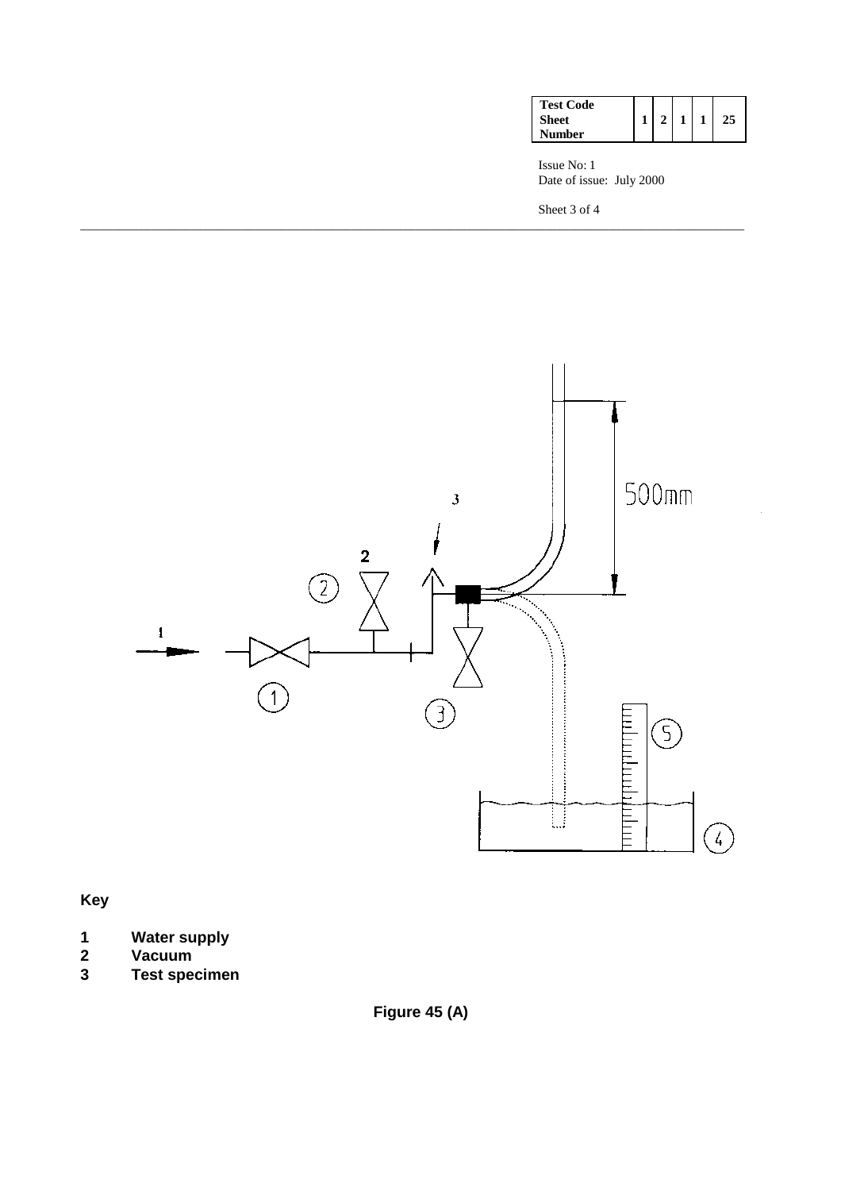| Test Code Sheet Number | 1 | 2 | 1 | 1 | 25 |
|---|---|---|---|---|---|

Issue No: 1
Date of issue: July 2000

**Key**

**1 Water supply**
**2 Vacuum**
**3 Test specimen**

**Figure 45 (A)**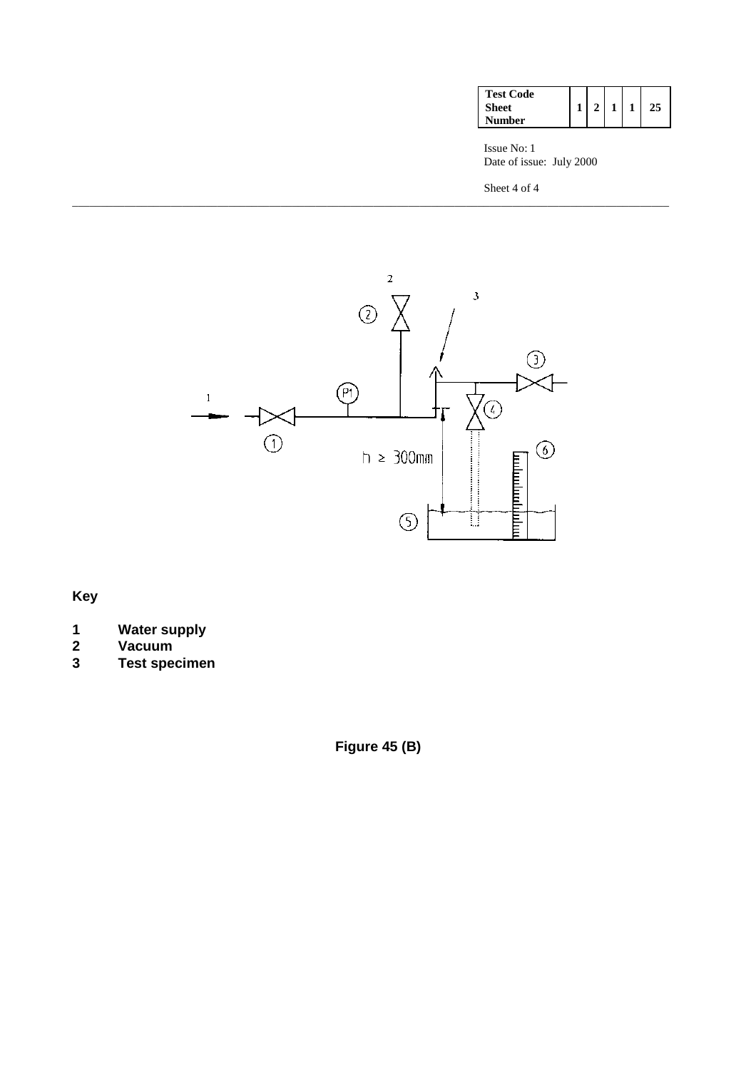| Test Code Sheet Number | 1 | 2 | 1 | 1 | 25 |
| --- | --- | --- | --- | --- | --- |

Issue No: 1
Date of issue: July 2000

1
2
3
P1
h ≥ 300mm

**Key**

- **1 Water supply**
- **2 Vacuum**
- **3 Test specimen**

**Figure 45 (B)**